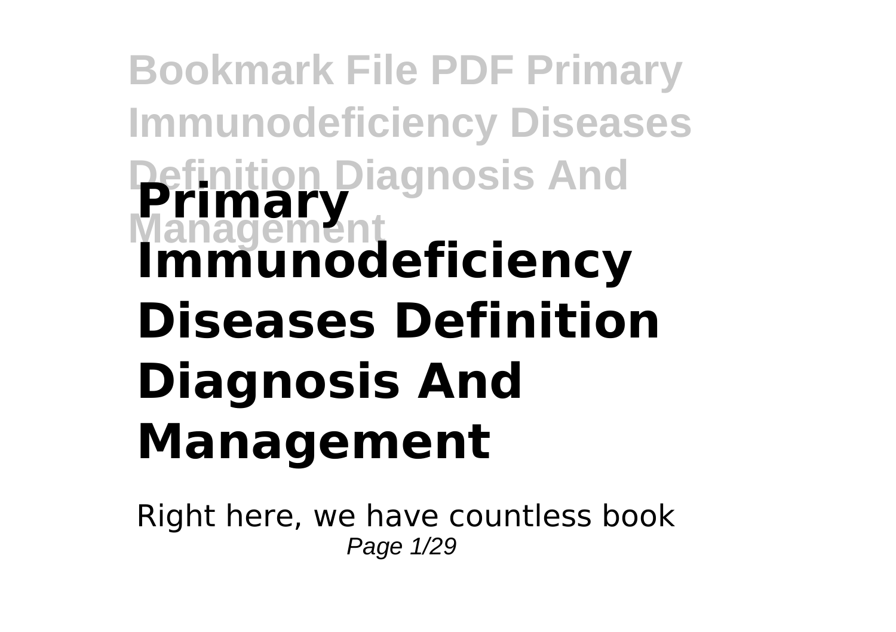# Primary Immunodeficiency Diseases Definition Diagnosis And Management

Right here, we have countless book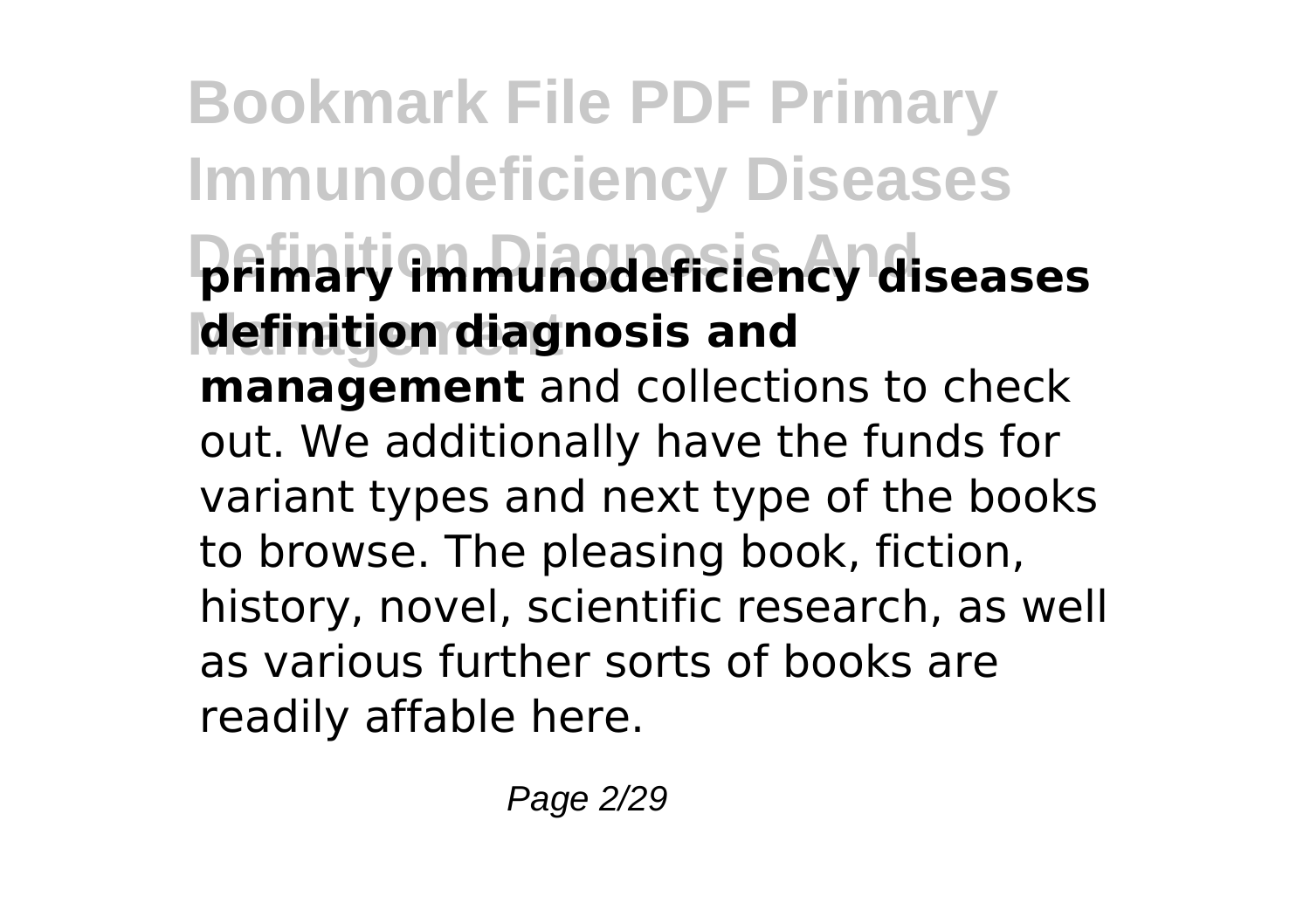**primary immunodeficiency diseases definition diagnosis and management** and collections to check out. We additionally have the funds for variant types and next type of the books to browse. The pleasing book, fiction, history, novel, scientific research, as well as various further sorts of books are readily affable here.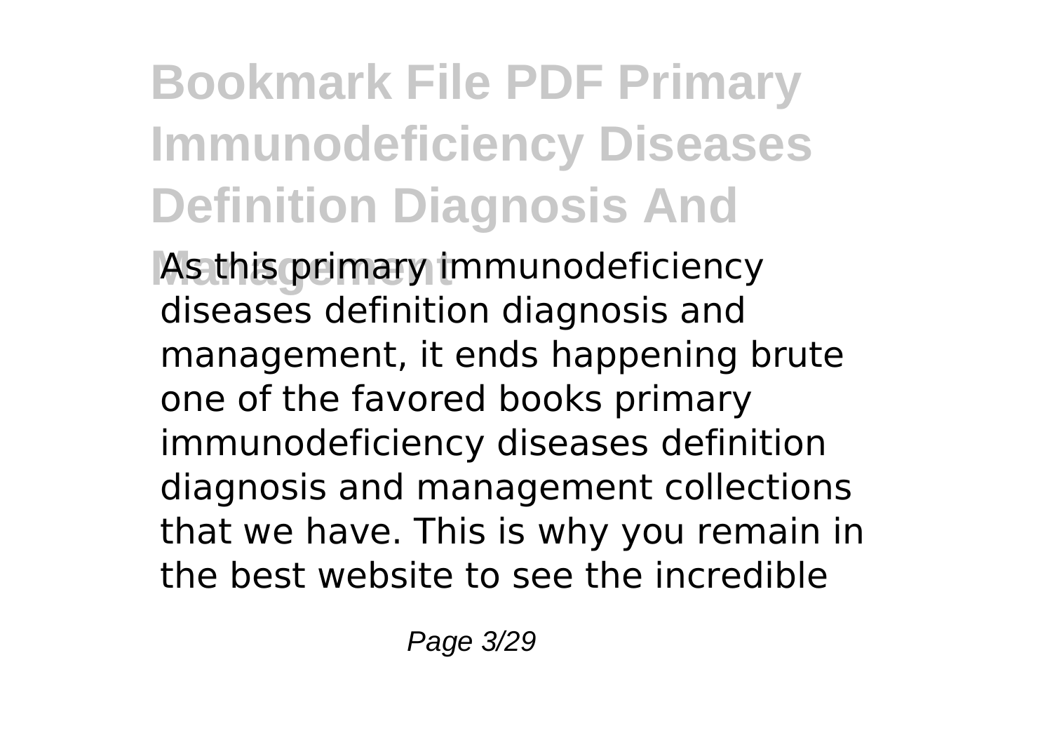As this primary immunodeficiency diseases definition diagnosis and management, it ends happening brute one of the favored books primary immunodeficiency diseases definition diagnosis and management collections that we have. This is why you remain in the best website to see the incredible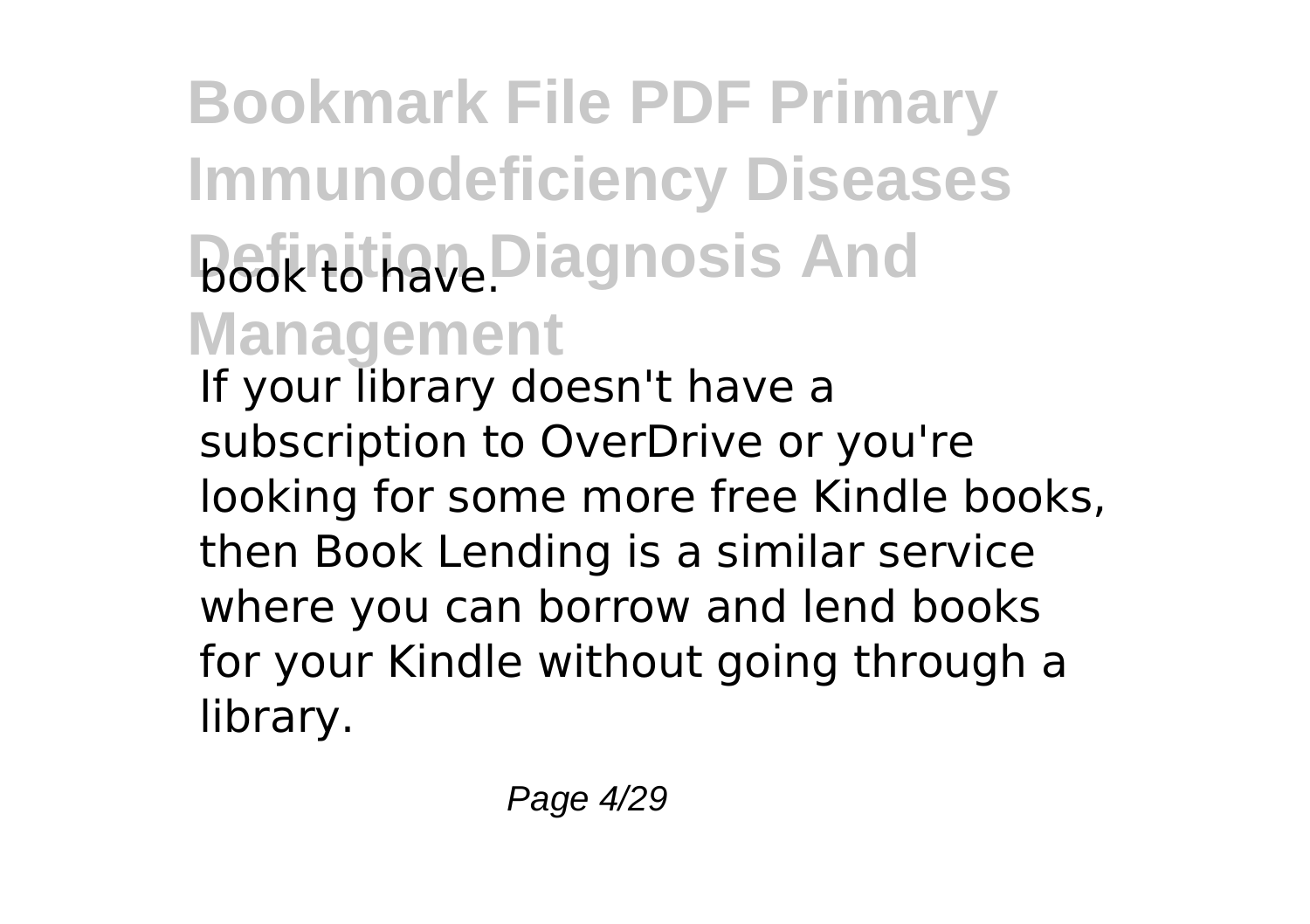book to have.

If your library doesn't have a subscription to OverDrive or you're looking for some more free Kindle books, then Book Lending is a similar service where you can borrow and lend books for your Kindle without going through a library.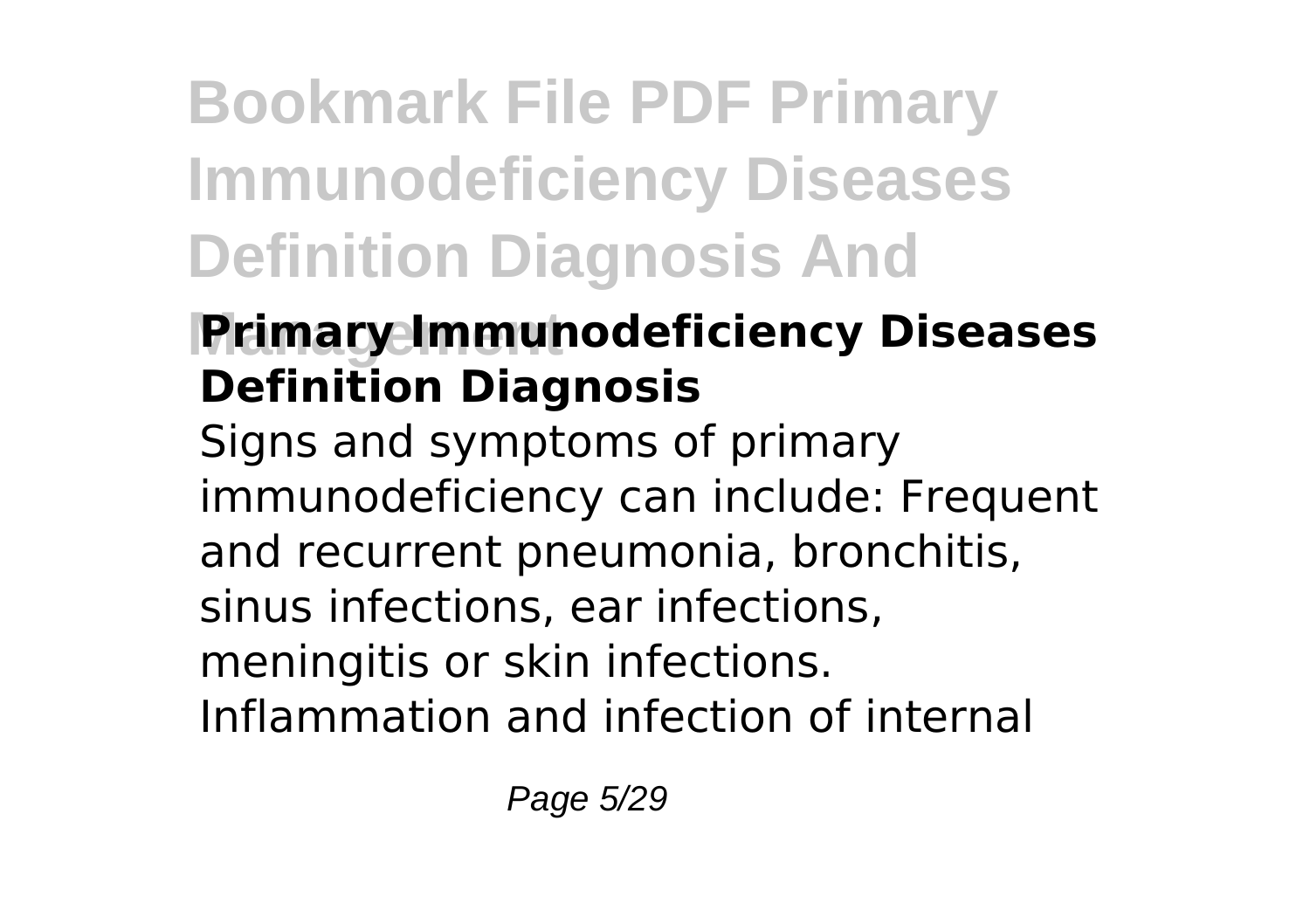## Primary Immunodeficiency Diseases Definition Diagnosis

Signs and symptoms of primary immunodeficiency can include: Frequent and recurrent pneumonia, bronchitis, sinus infections, ear infections, meningitis or skin infections. Inflammation and infection of internal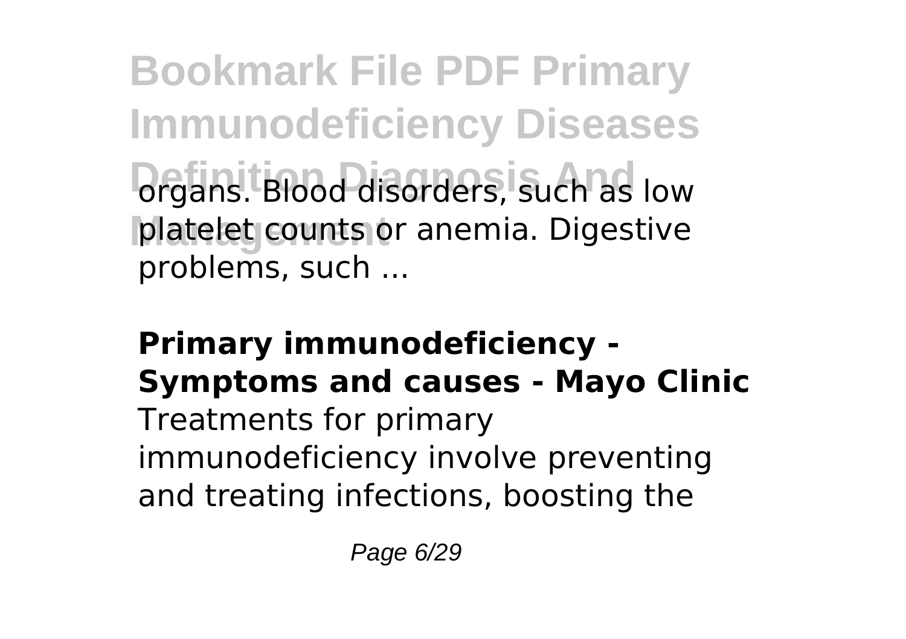organs. Blood disorders, such as low platelet counts or anemia. Digestive problems, such ...

**Primary immunodeficiency - Symptoms and causes - Mayo Clinic**

Treatments for primary immunodeficiency involve preventing and treating infections, boosting the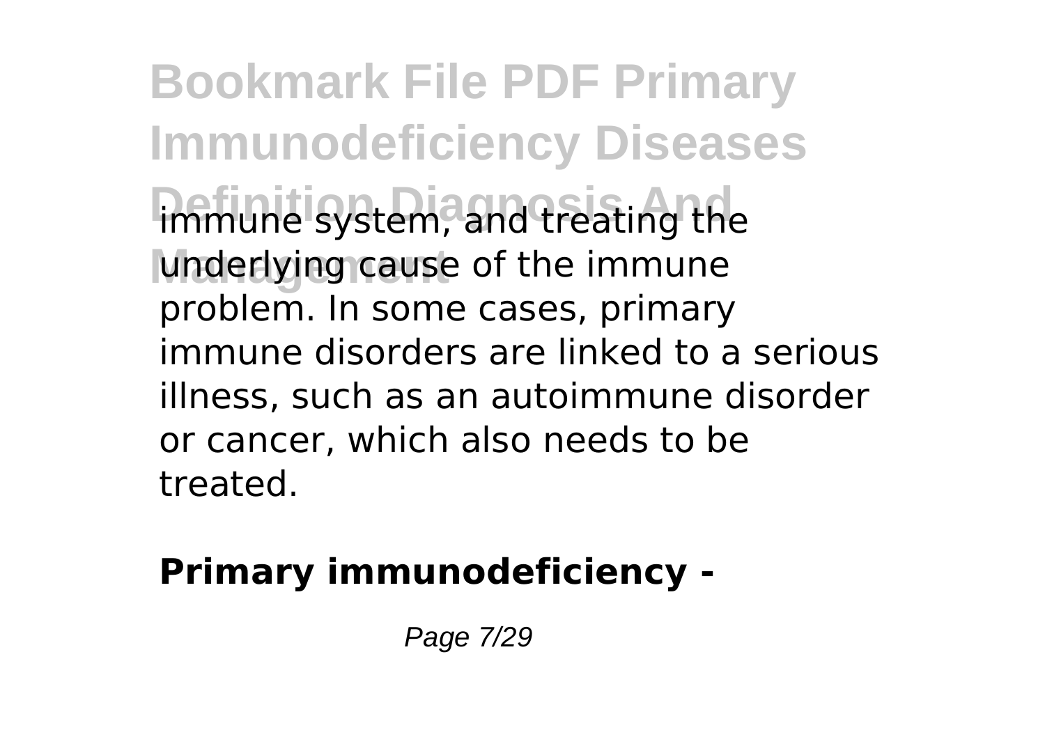immune system, and treating the underlying cause of the immune problem. In some cases, primary immune disorders are linked to a serious illness, such as an autoimmune disorder or cancer, which also needs to be treated.

**Primary immunodeficiency -**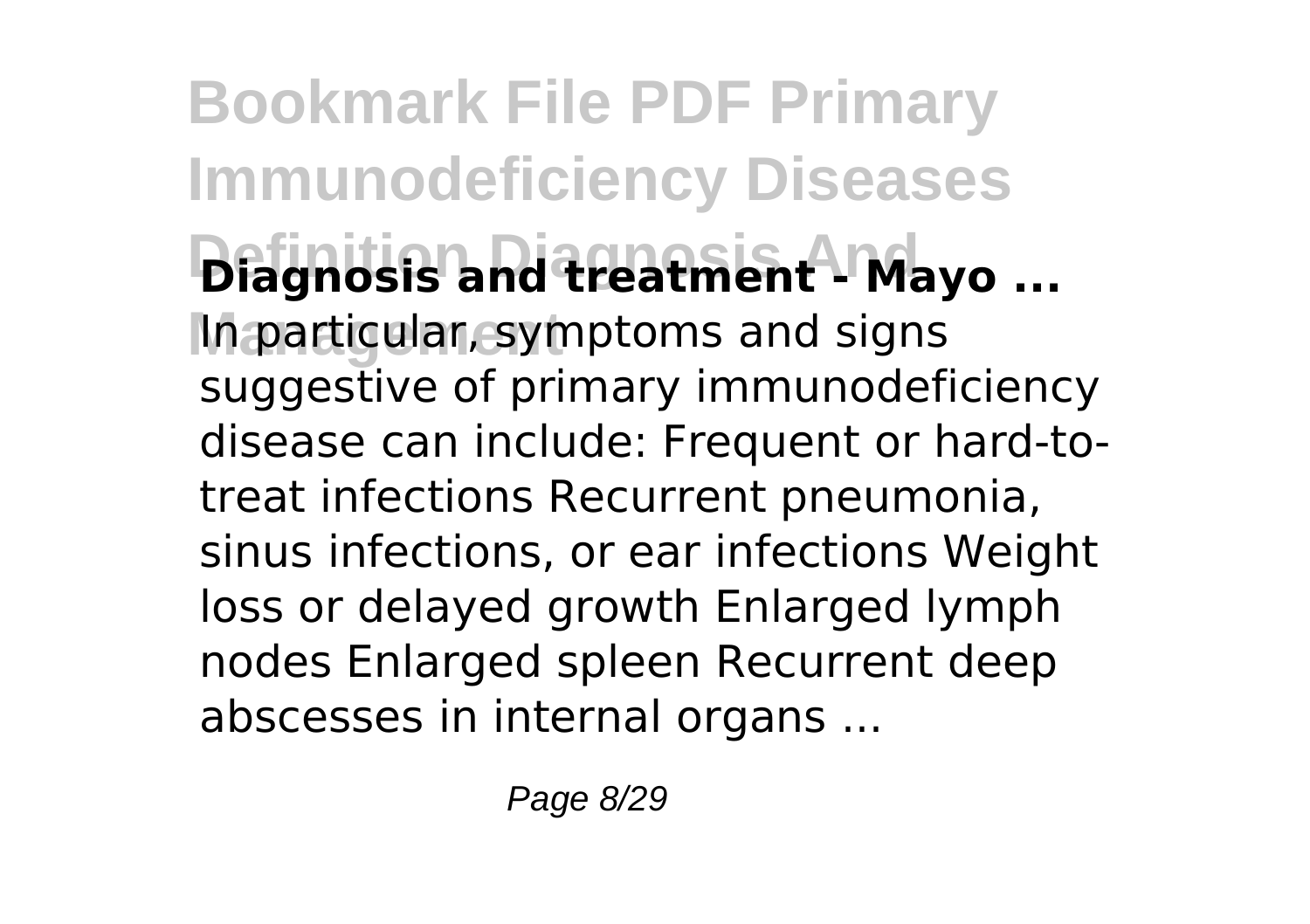**Diagnosis and treatment - Mayo ...**

In particular, symptoms and signs suggestive of primary immunodeficiency disease can include: Frequent or hard-to-treat infections Recurrent pneumonia, sinus infections, or ear infections Weight loss or delayed growth Enlarged lymph nodes Enlarged spleen Recurrent deep abscesses in internal organs ...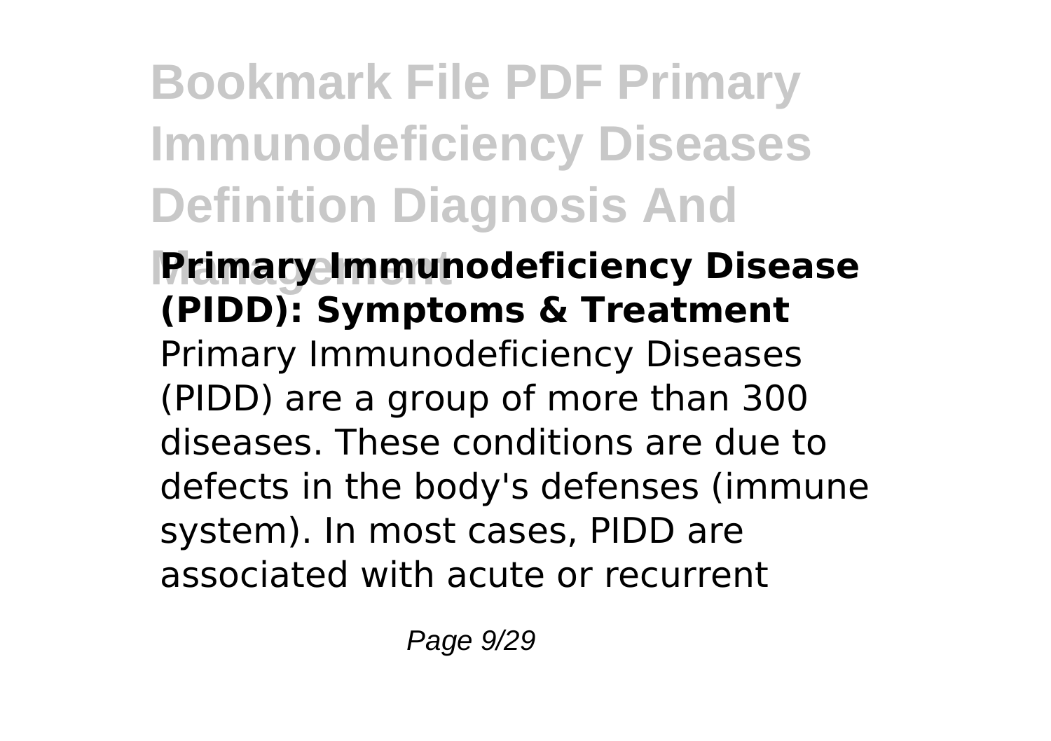**Primary Immunodeficiency Disease (PIDD): Symptoms & Treatment**

Primary Immunodeficiency Diseases (PIDD) are a group of more than 300 diseases. These conditions are due to defects in the body's defenses (immune system). In most cases, PIDD are associated with acute or recurrent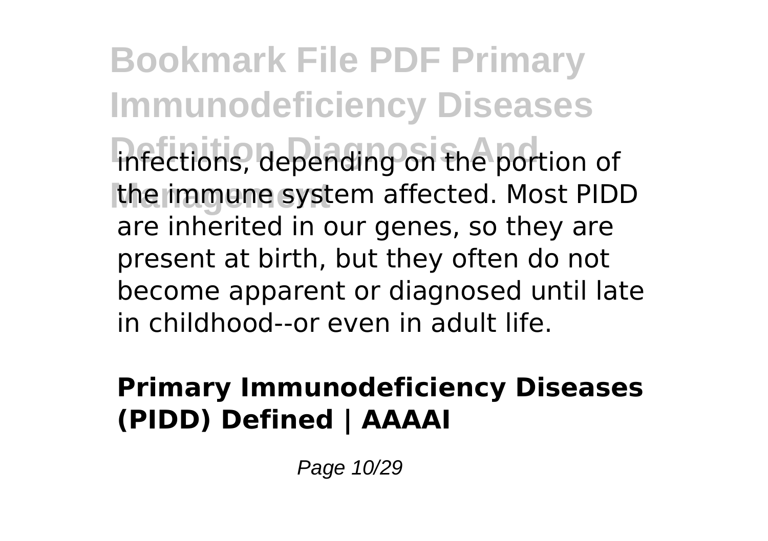infections, depending on the portion of the immune system affected. Most PIDD are inherited in our genes, so they are present at birth, but they often do not become apparent or diagnosed until late in childhood--or even in adult life.

**Primary Immunodeficiency Diseases (PIDD) Defined | AAAAI**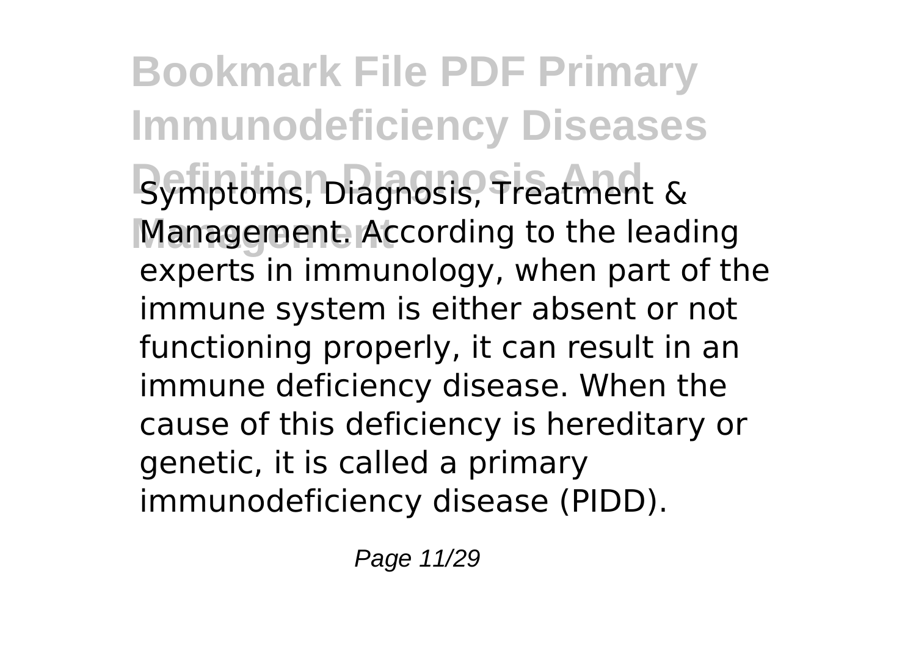Symptoms, Diagnosis, Treatment & Management. According to the leading experts in immunology, when part of the immune system is either absent or not functioning properly, it can result in an immune deficiency disease. When the cause of this deficiency is hereditary or genetic, it is called a primary immunodeficiency disease (PIDD).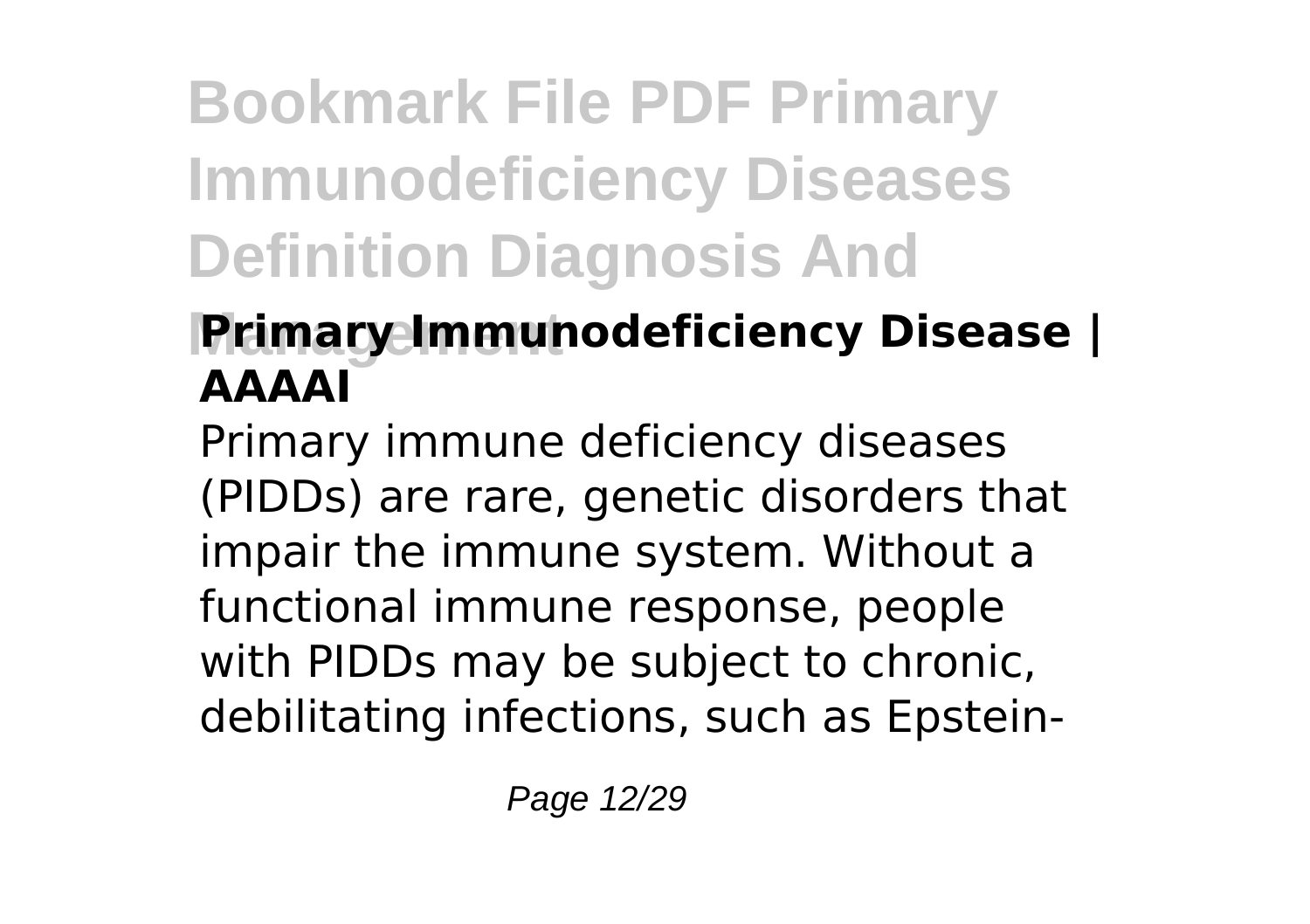## Primary Immunodeficiency Disease | AAAAI

Primary immune deficiency diseases (PIDDs) are rare, genetic disorders that impair the immune system. Without a functional immune response, people with PIDDs may be subject to chronic, debilitating infections, such as Epstein-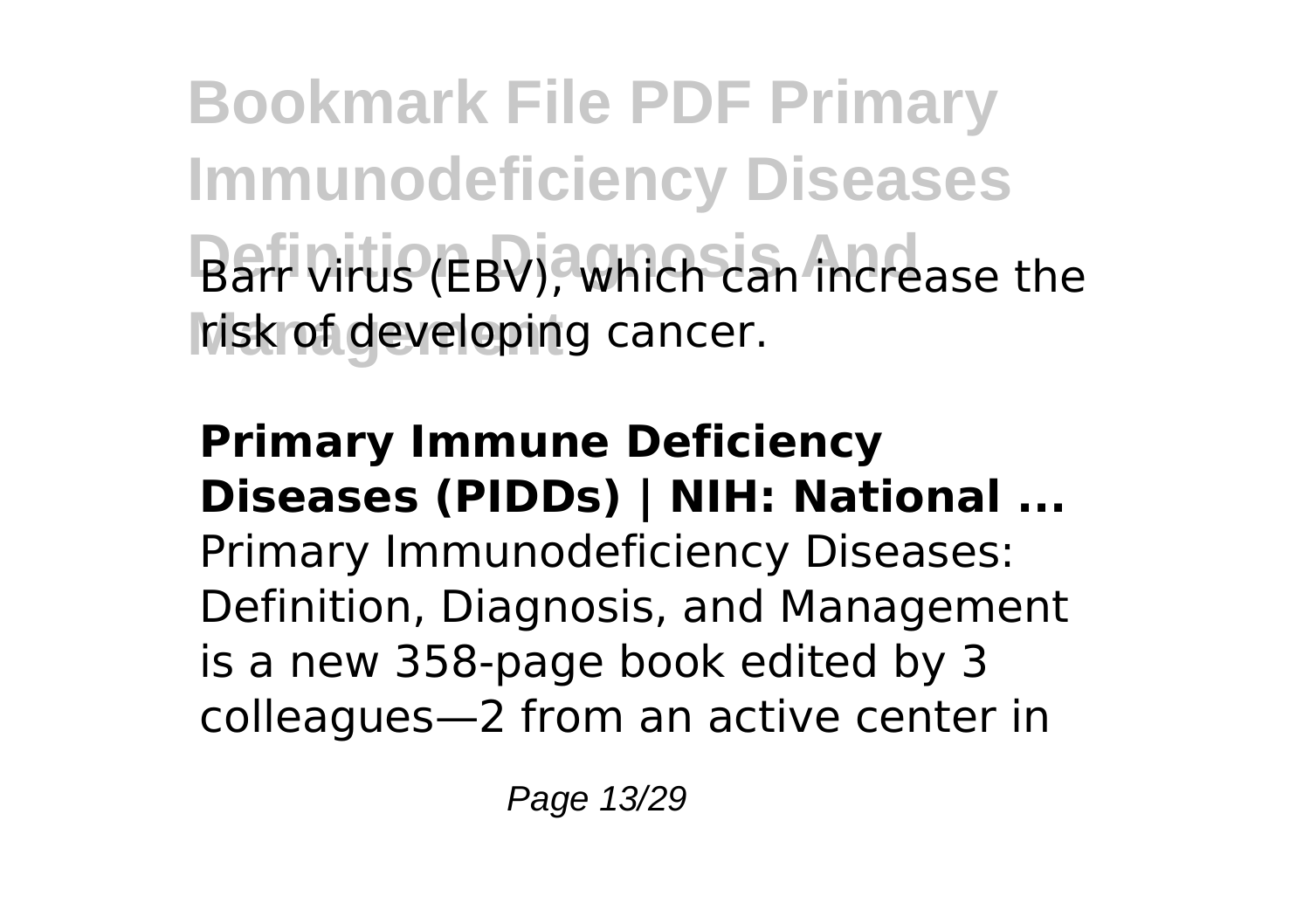Barr virus (EBV), which can increase the risk of developing cancer.

**Primary Immune Deficiency Diseases (PIDDs) | NIH: National ...**

Primary Immunodeficiency Diseases: Definition, Diagnosis, and Management is a new 358-page book edited by 3 colleagues—2 from an active center in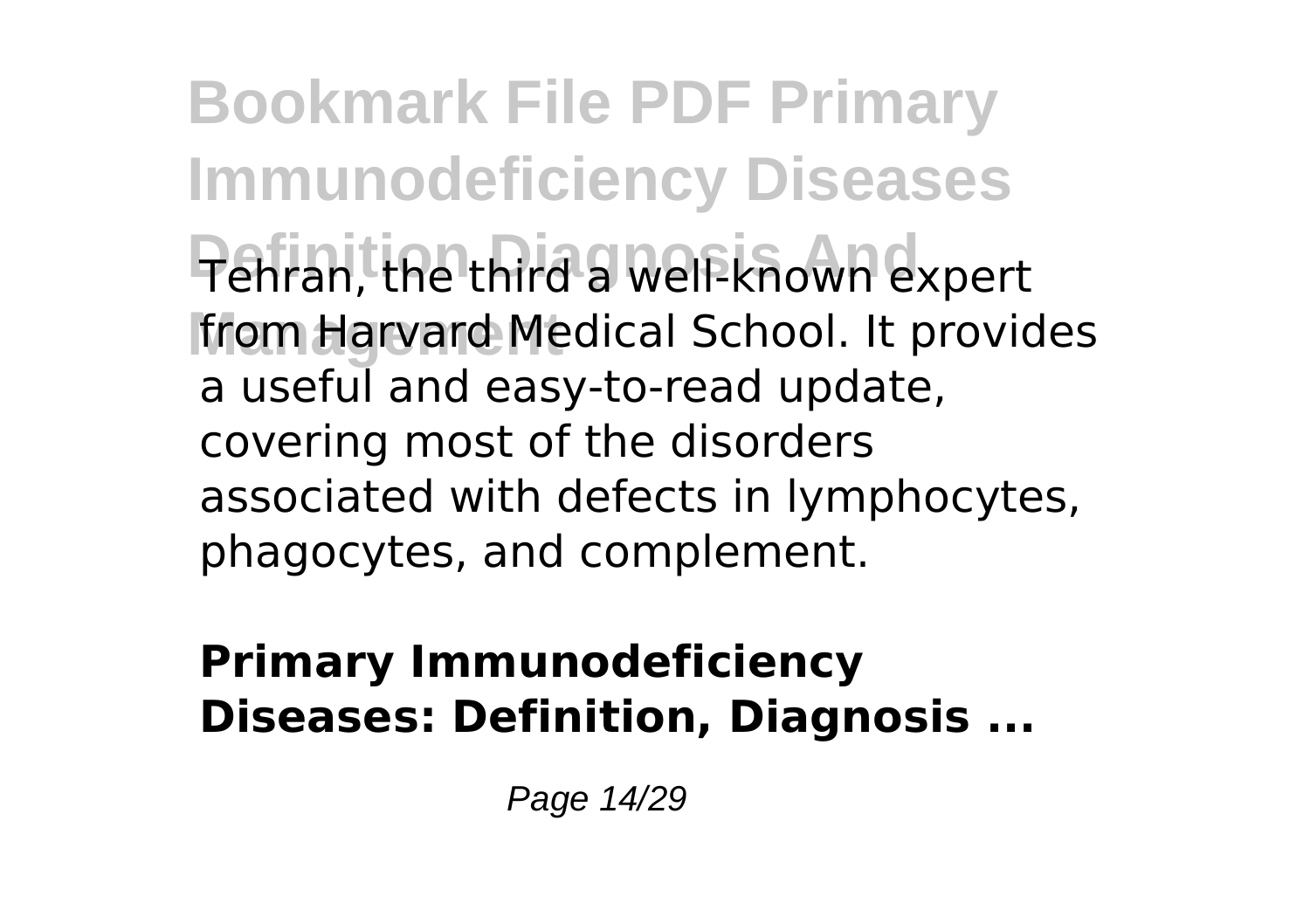Tehran, the third a well-known expert from Harvard Medical School. It provides a useful and easy-to-read update, covering most of the disorders associated with defects in lymphocytes, phagocytes, and complement.

**Primary Immunodeficiency Diseases: Definition, Diagnosis ...**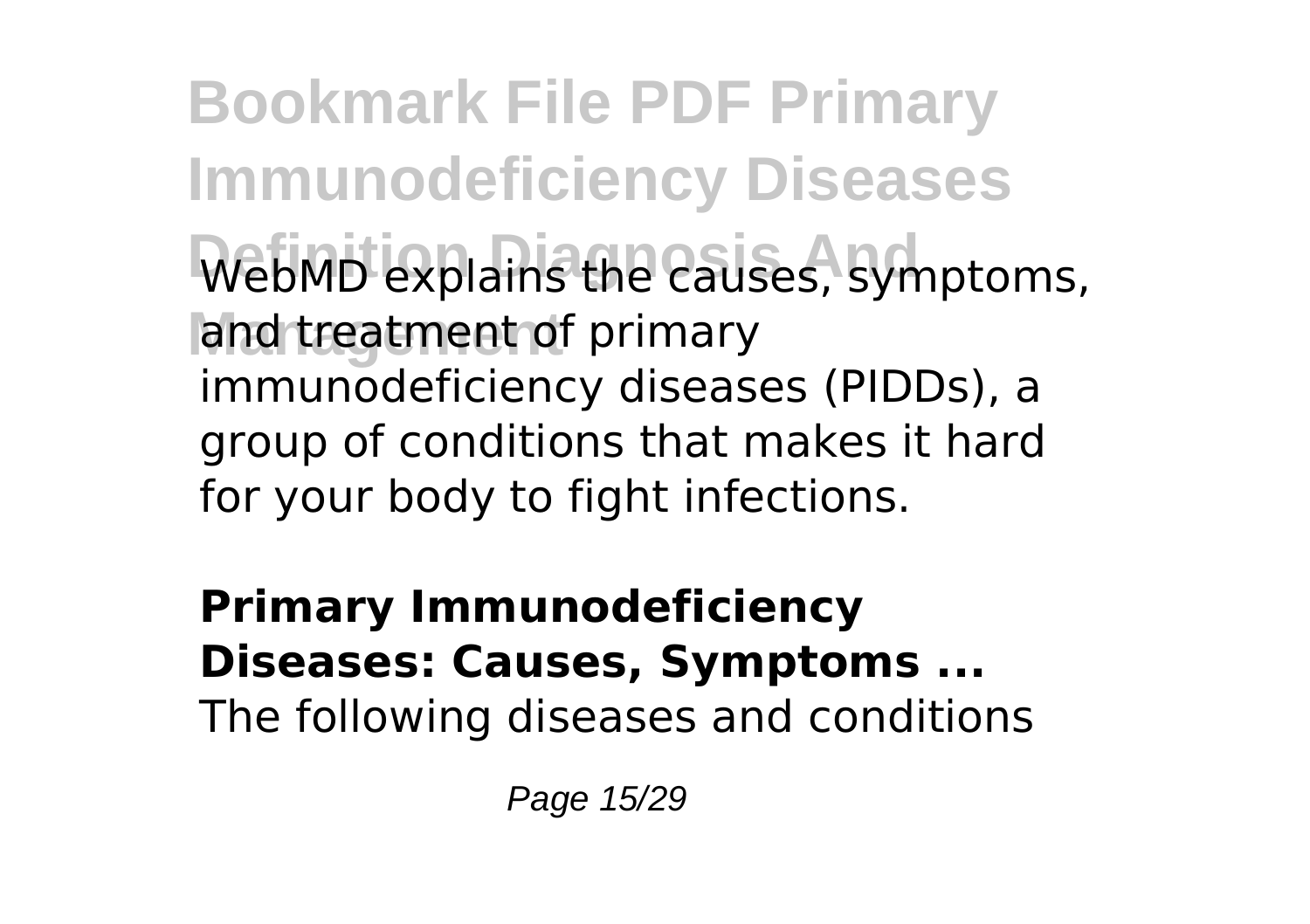WebMD explains the causes, symptoms, and treatment of primary immunodeficiency diseases (PIDDs), a group of conditions that makes it hard for your body to fight infections.

## Primary Immunodeficiency Diseases: Causes, Symptoms ...

The following diseases and conditions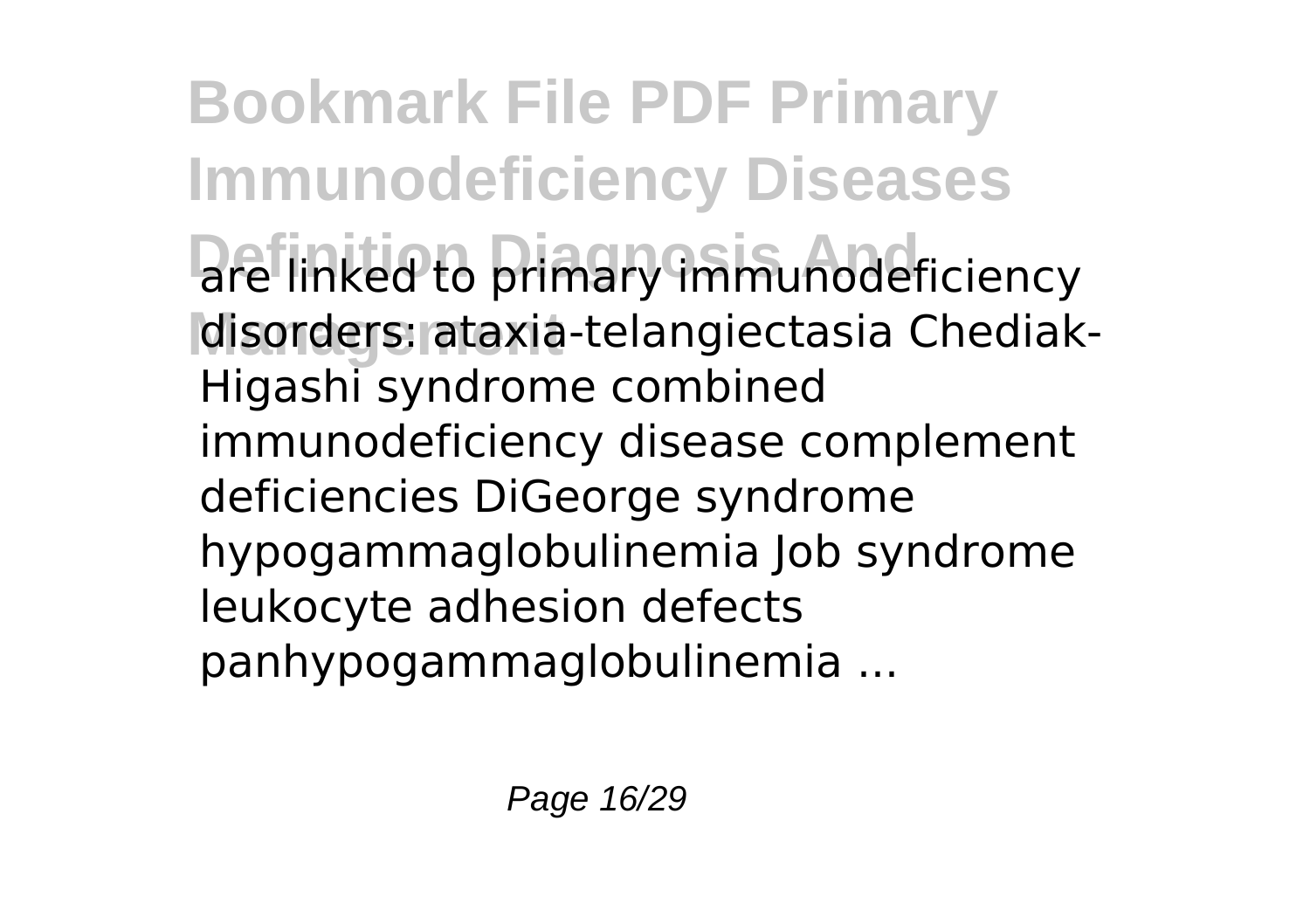are linked to primary immunodeficiency disorders: ataxia-telangiectasia Chediak-Higashi syndrome combined immunodeficiency disease complement deficiencies DiGeorge syndrome hypogammaglobulinemia Job syndrome leukocyte adhesion defects panhypogammaglobulinemia ...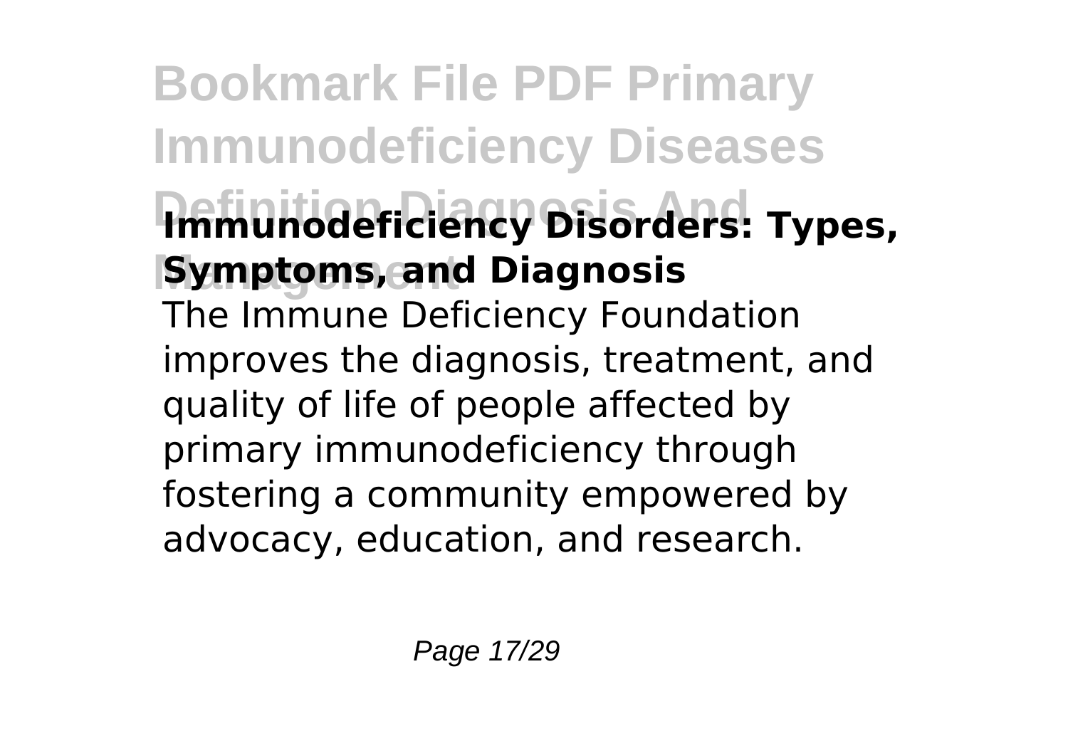**Immunodeficiency Disorders: Types, Symptoms, and Diagnosis**

The Immune Deficiency Foundation improves the diagnosis, treatment, and quality of life of people affected by primary immunodeficiency through fostering a community empowered by advocacy, education, and research.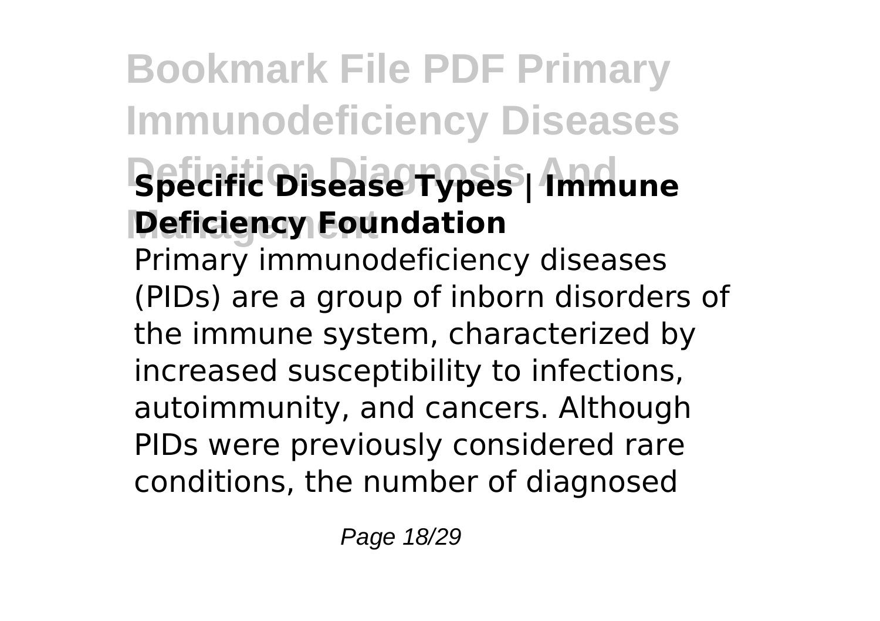### Specific Disease Types | Immune Deficiency Foundation

Primary immunodeficiency diseases (PIDs) are a group of inborn disorders of the immune system, characterized by increased susceptibility to infections, autoimmunity, and cancers. Although PIDs were previously considered rare conditions, the number of diagnosed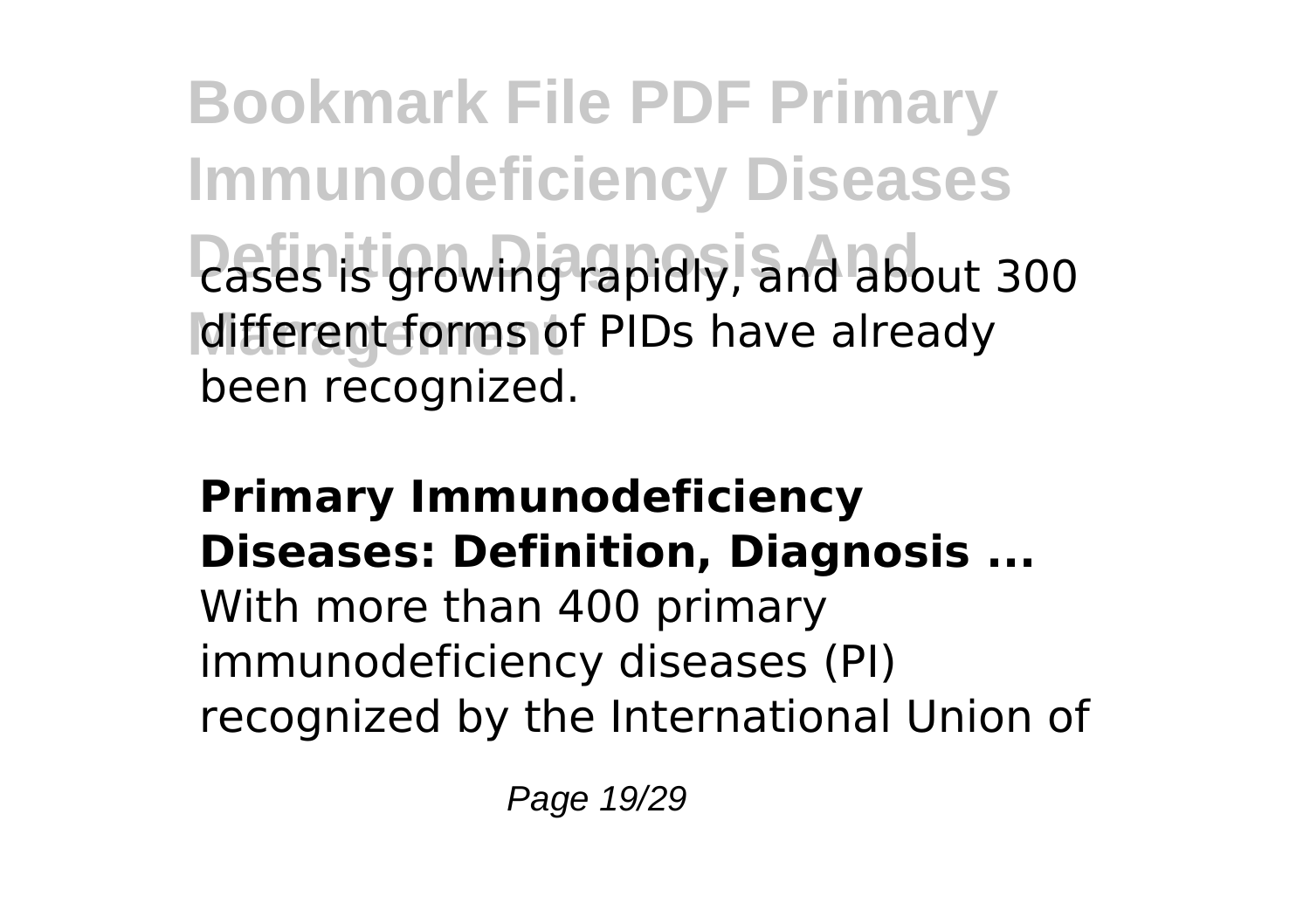cases is growing rapidly, and about 300 different forms of PIDs have already been recognized.

**Primary Immunodeficiency Diseases: Definition, Diagnosis ...**

With more than 400 primary immunodeficiency diseases (PI) recognized by the International Union of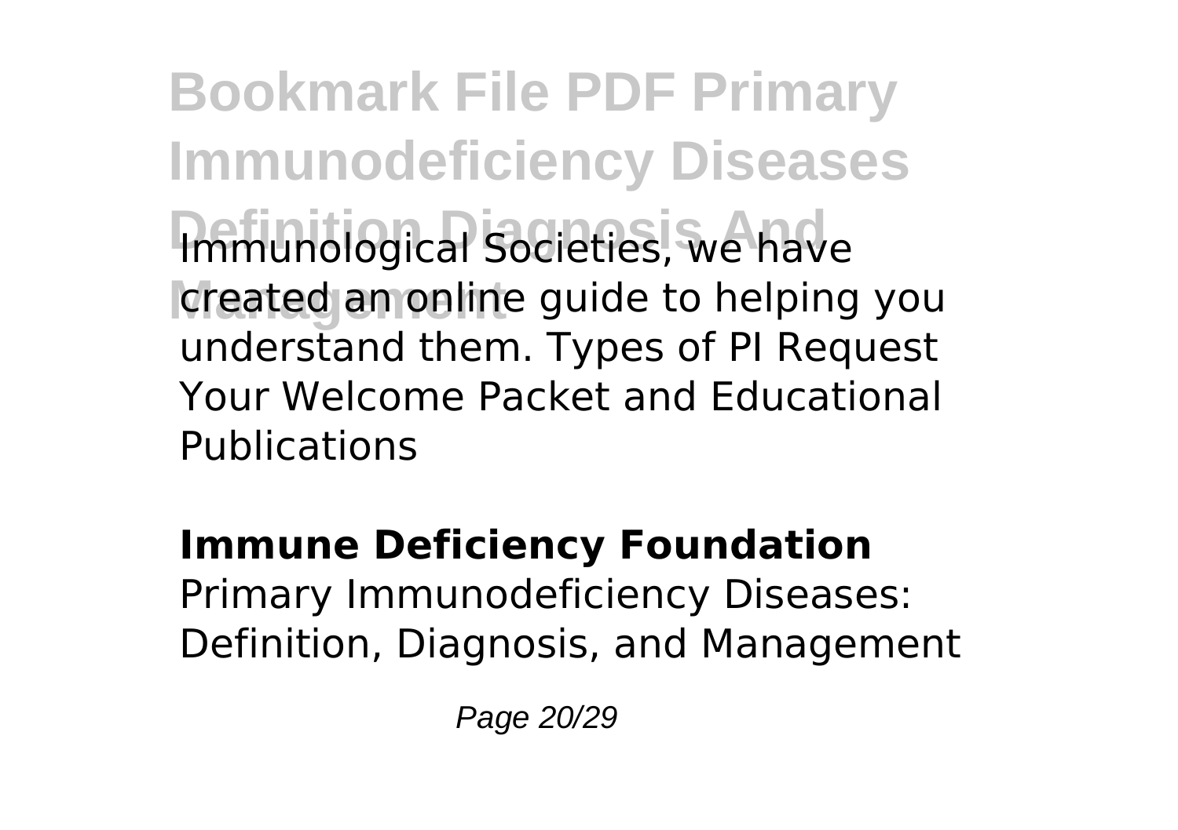Immunological Societies, we have created an online guide to helping you understand them. Types of PI Request Your Welcome Packet and Educational Publications

## Immune Deficiency Foundation

Primary Immunodeficiency Diseases: Definition, Diagnosis, and Management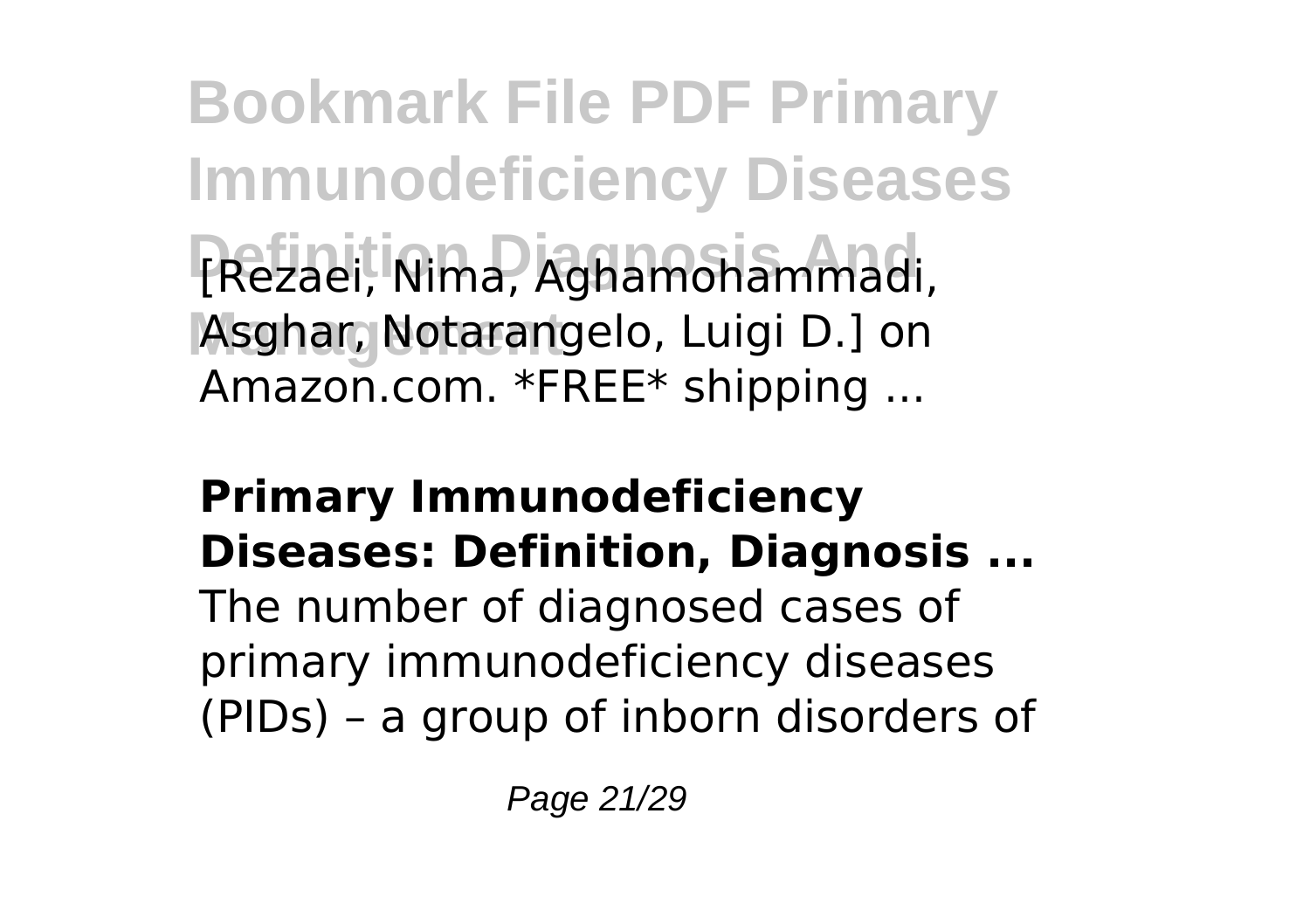[Rezaei, Nima, Aghamohammadi, Asghar, Notarangelo, Luigi D.] on Amazon.com. *FREE* shipping ...

**Primary Immunodeficiency Diseases: Definition, Diagnosis ...**

The number of diagnosed cases of primary immunodeficiency diseases (PIDs) – a group of inborn disorders of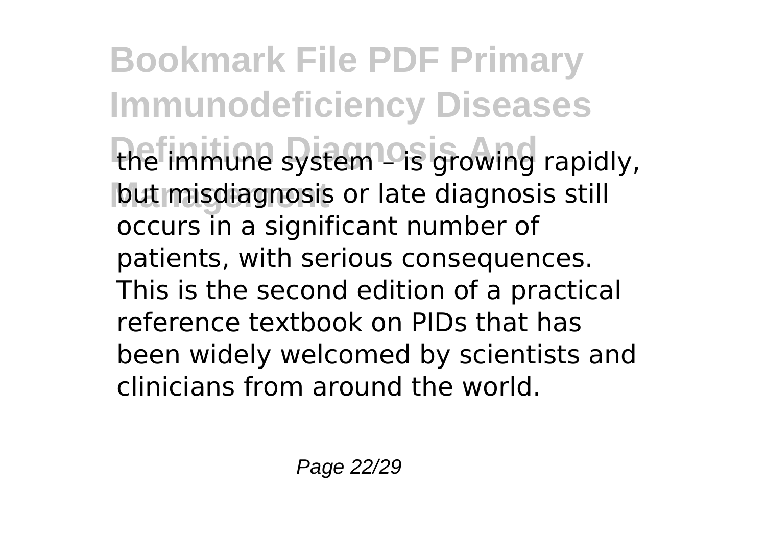the immune system – is growing rapidly, but misdiagnosis or late diagnosis still occurs in a significant number of patients, with serious consequences. This is the second edition of a practical reference textbook on PIDs that has been widely welcomed by scientists and clinicians from around the world.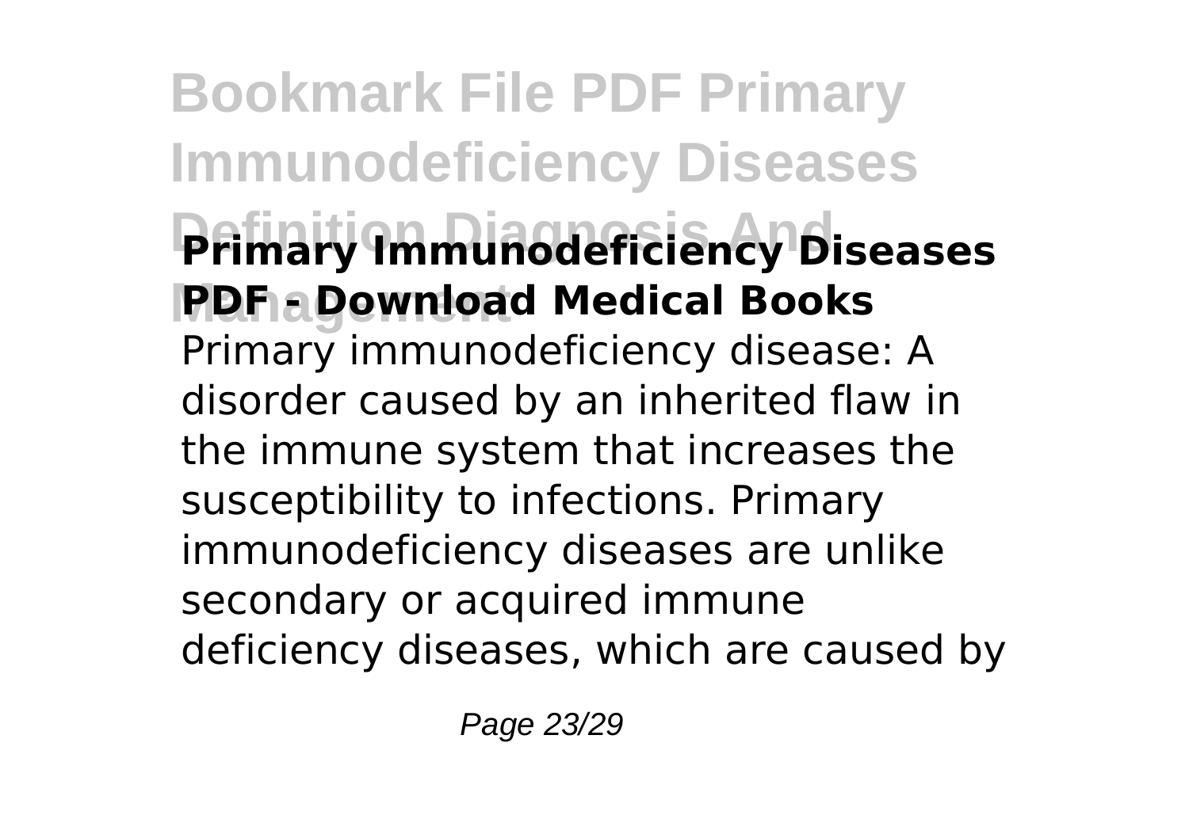**Primary Immunodeficiency Diseases PDF - Download Medical Books**

Primary immunodeficiency disease: A disorder caused by an inherited flaw in the immune system that increases the susceptibility to infections. Primary immunodeficiency diseases are unlike secondary or acquired immune deficiency diseases, which are caused by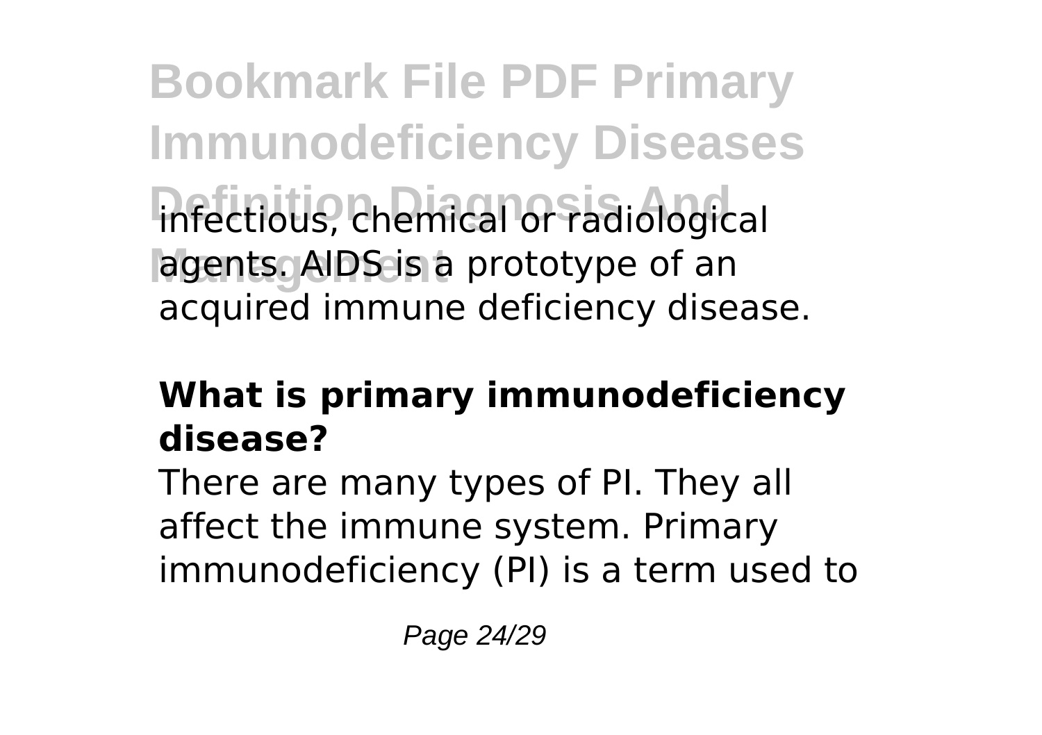infectious, chemical or radiological agents. AIDS is a prototype of an acquired immune deficiency disease.

### What is primary immunodeficiency disease?

There are many types of PI. They all affect the immune system. Primary immunodeficiency (PI) is a term used to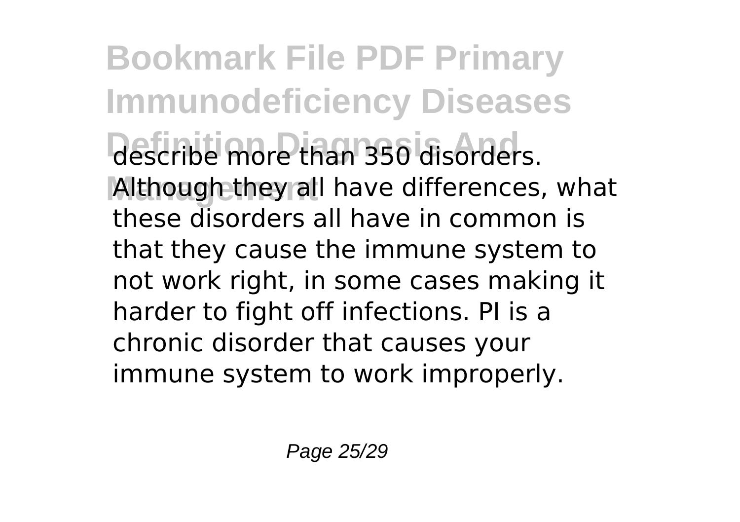describe more than 350 disorders. Although they all have differences, what these disorders all have in common is that they cause the immune system to not work right, in some cases making it harder to fight off infections. PI is a chronic disorder that causes your immune system to work improperly.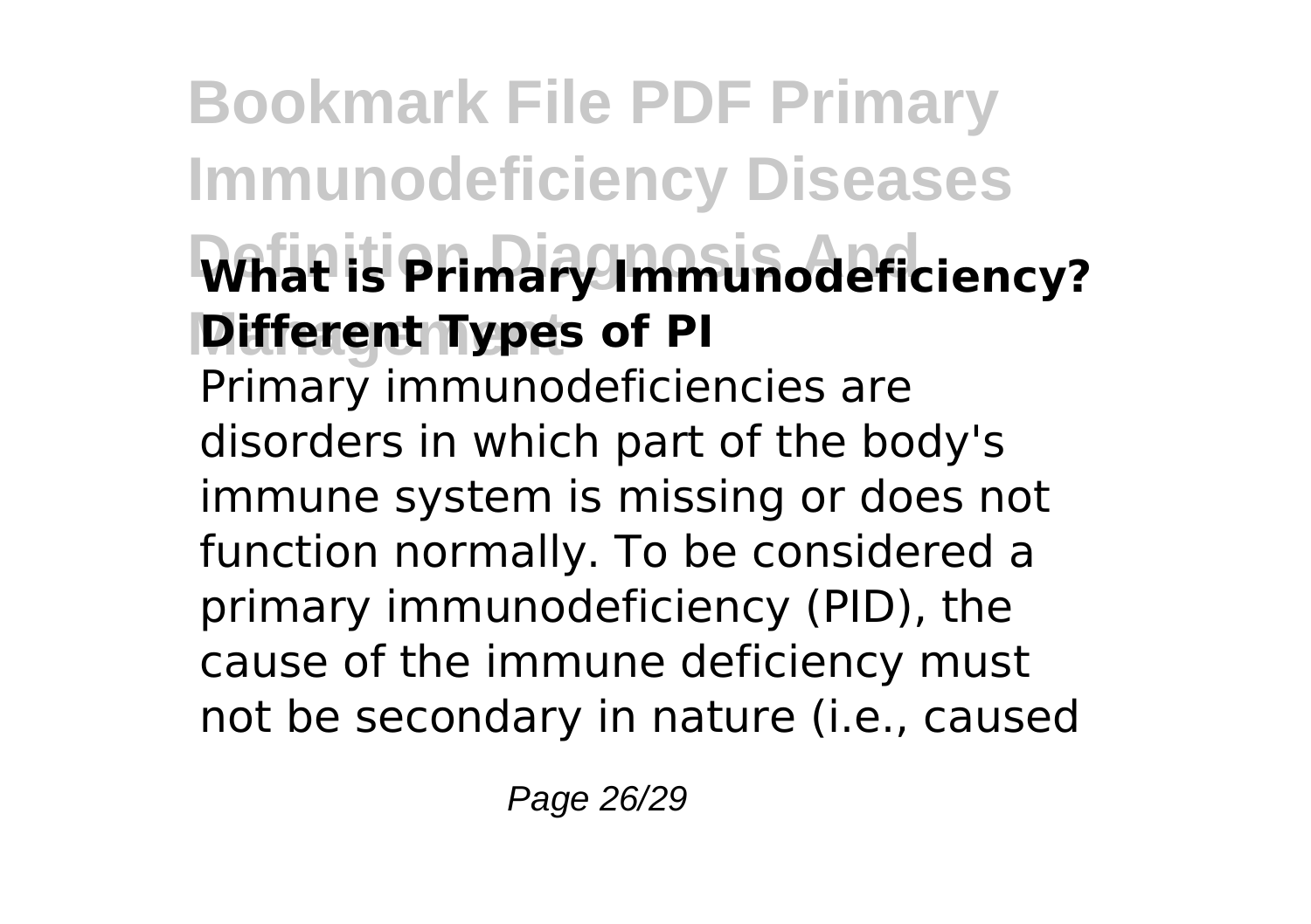### What is Primary Immunodeficiency? Different Types of PI

Primary immunodeficiencies are disorders in which part of the body's immune system is missing or does not function normally. To be considered a primary immunodeficiency (PID), the cause of the immune deficiency must not be secondary in nature (i.e., caused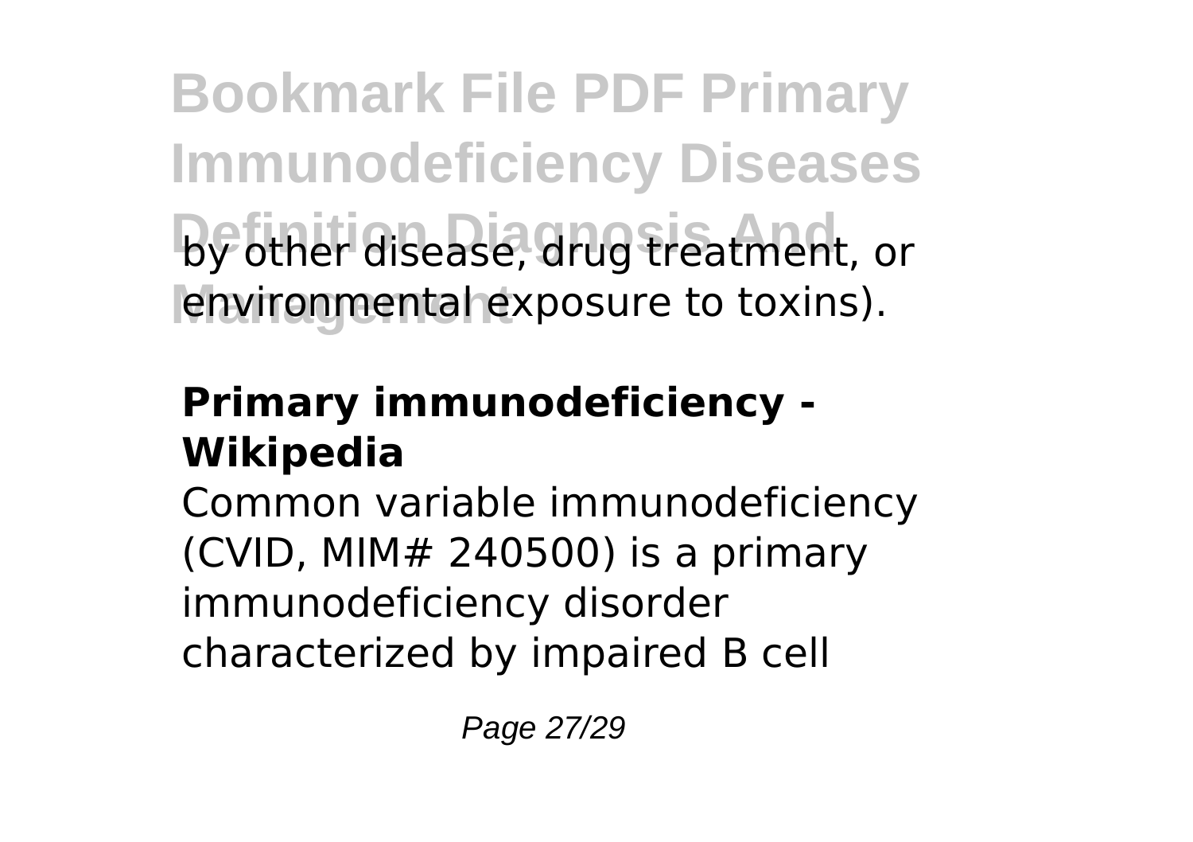by other disease, drug treatment, or environmental exposure to toxins).

**Primary immunodeficiency - Wikipedia**

Common variable immunodeficiency (CVID, MIM# 240500) is a primary immunodeficiency disorder characterized by impaired B cell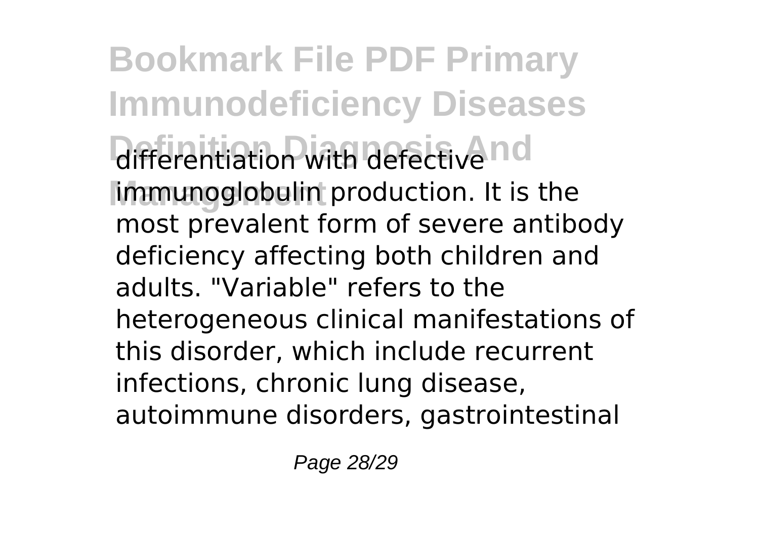differentiation with defective immunoglobulin production. It is the most prevalent form of severe antibody deficiency affecting both children and adults. "Variable" refers to the heterogeneous clinical manifestations of this disorder, which include recurrent infections, chronic lung disease, autoimmune disorders, gastrointestinal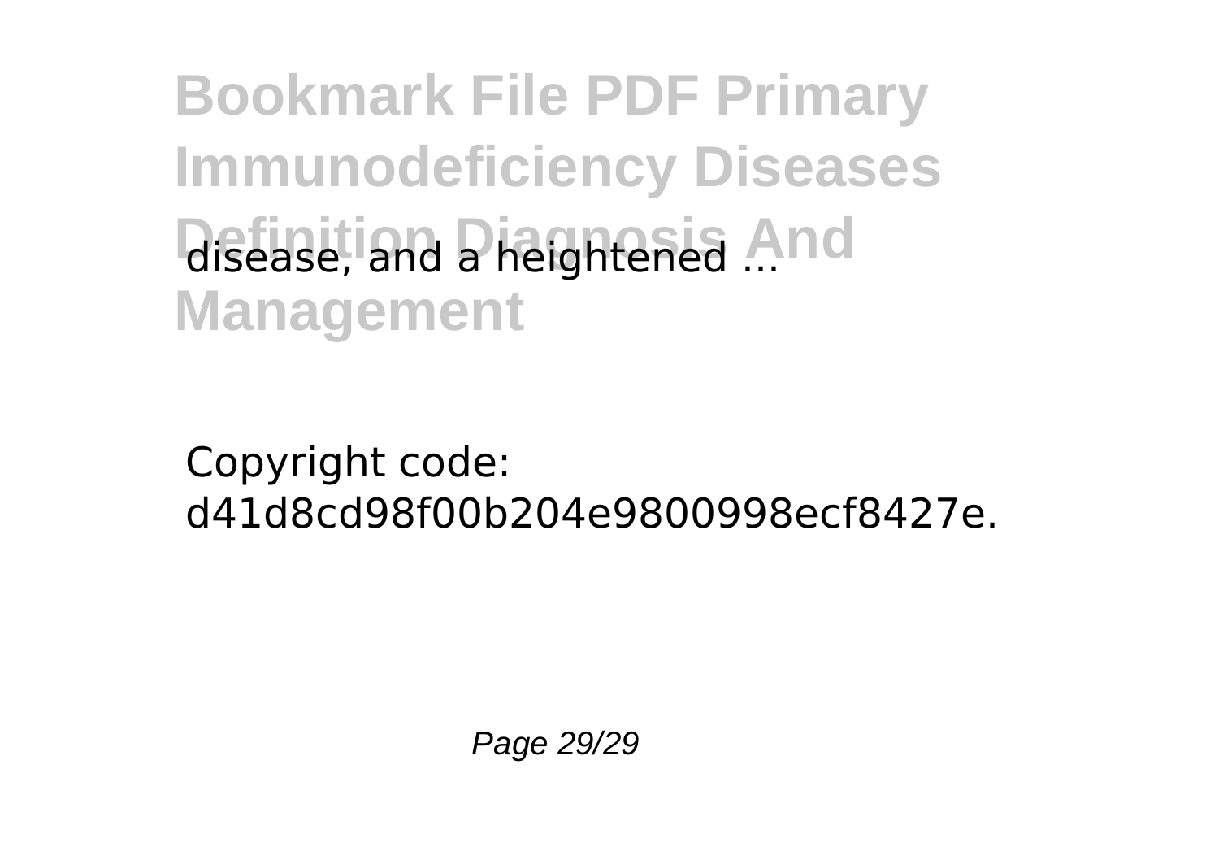disease, and a heightened ...

Copyright code: d41d8cd98f00b204e9800998ecf8427e.